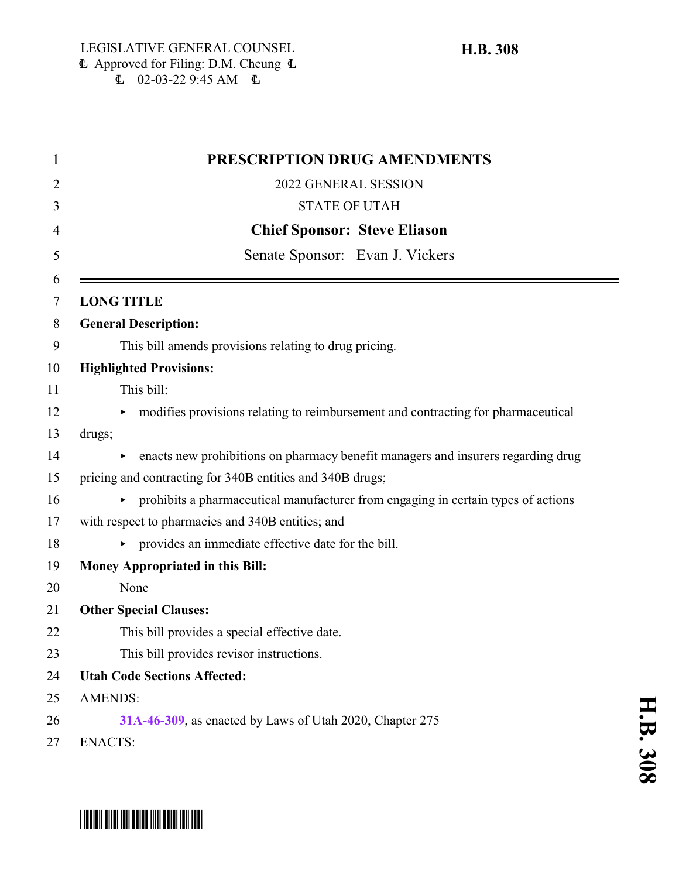LEGISLATIVE GENERAL COUNSEL
Approved for Filing: D.M. Cheung
02-03-22 9:45 AM

**H.B. 308**

# PRESCRIPTION DRUG AMENDMENTS

2022 GENERAL SESSION

STATE OF UTAH

**Chief Sponsor: Steve Eliason**

Senate Sponsor: Evan J. Vickers

---

**LONG TITLE**

**General Description:**

This bill amends provisions relating to drug pricing.

**Highlighted Provisions:**

This bill:

- modifies provisions relating to reimbursement and contracting for pharmaceutical drugs;
- enacts new prohibitions on pharmacy benefit managers and insurers regarding drug pricing and contracting for 340B entities and 340B drugs;
- prohibits a pharmaceutical manufacturer from engaging in certain types of actions with respect to pharmacies and 340B entities; and
- provides an immediate effective date for the bill.

**Money Appropriated in this Bill:**

None

**Other Special Clauses:**

This bill provides a special effective date.

This bill provides revisor instructions.

**Utah Code Sections Affected:**

AMENDS:

**31A-46-309**, as enacted by Laws of Utah 2020, Chapter 275

ENACTS: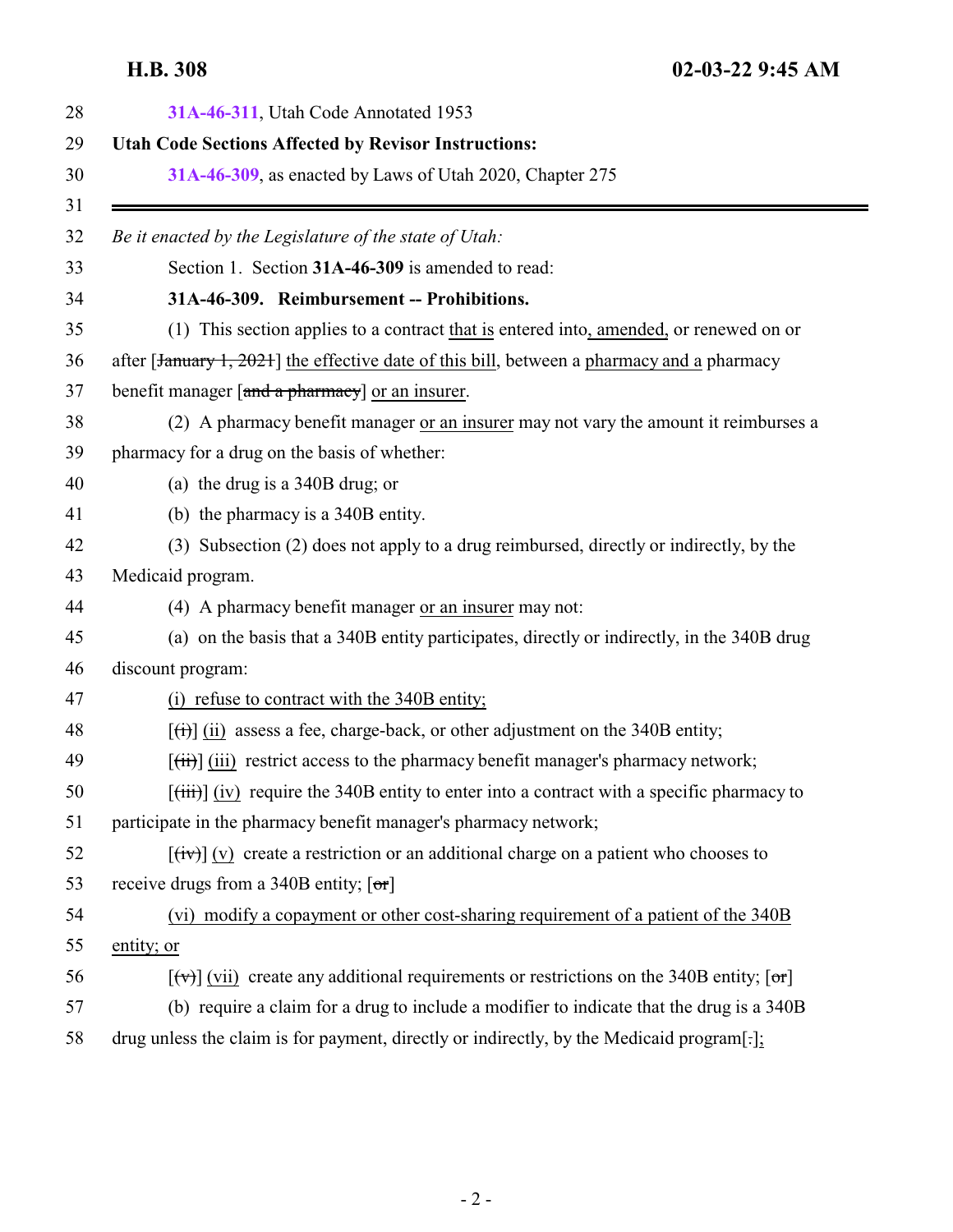31A-46-311, Utah Code Annotated 1953

**Utah Code Sections Affected by Revisor Instructions:**

31A-46-309, as enacted by Laws of Utah 2020, Chapter 275

---

*Be it enacted by the Legislature of the state of Utah:*

Section 1. Section **31A-46-309** is amended to read:

**31A-46-309. Reimbursement -- Prohibitions.**

(1) This section applies to a contract that is entered into, amended, or renewed on or after [~~January 1, 2021~~] the effective date of this bill, between a pharmacy and a pharmacy benefit manager [~~and a pharmacy~~] or an insurer.

(2) A pharmacy benefit manager or an insurer may not vary the amount it reimburses a pharmacy for a drug on the basis of whether:

(a) the drug is a 340B drug; or

(b) the pharmacy is a 340B entity.

(3) Subsection (2) does not apply to a drug reimbursed, directly or indirectly, by the Medicaid program.

(4) A pharmacy benefit manager or an insurer may not:

(a) on the basis that a 340B entity participates, directly or indirectly, in the 340B drug discount program:

(i) refuse to contract with the 340B entity;

[~~(i)~~] (ii) assess a fee, charge-back, or other adjustment on the 340B entity;

[~~(ii)~~] (iii) restrict access to the pharmacy benefit manager's pharmacy network;

[~~(iii)~~] (iv) require the 340B entity to enter into a contract with a specific pharmacy to participate in the pharmacy benefit manager's pharmacy network;

[~~(iv)~~] (v) create a restriction or an additional charge on a patient who chooses to receive drugs from a 340B entity; [~~or~~]

(vi) modify a copayment or other cost-sharing requirement of a patient of the 340B entity; or

[~~(v)~~] (vii) create any additional requirements or restrictions on the 340B entity; [~~or~~]

(b) require a claim for a drug to include a modifier to indicate that the drug is a 340B drug unless the claim is for payment, directly or indirectly, by the Medicaid program[~~.~~];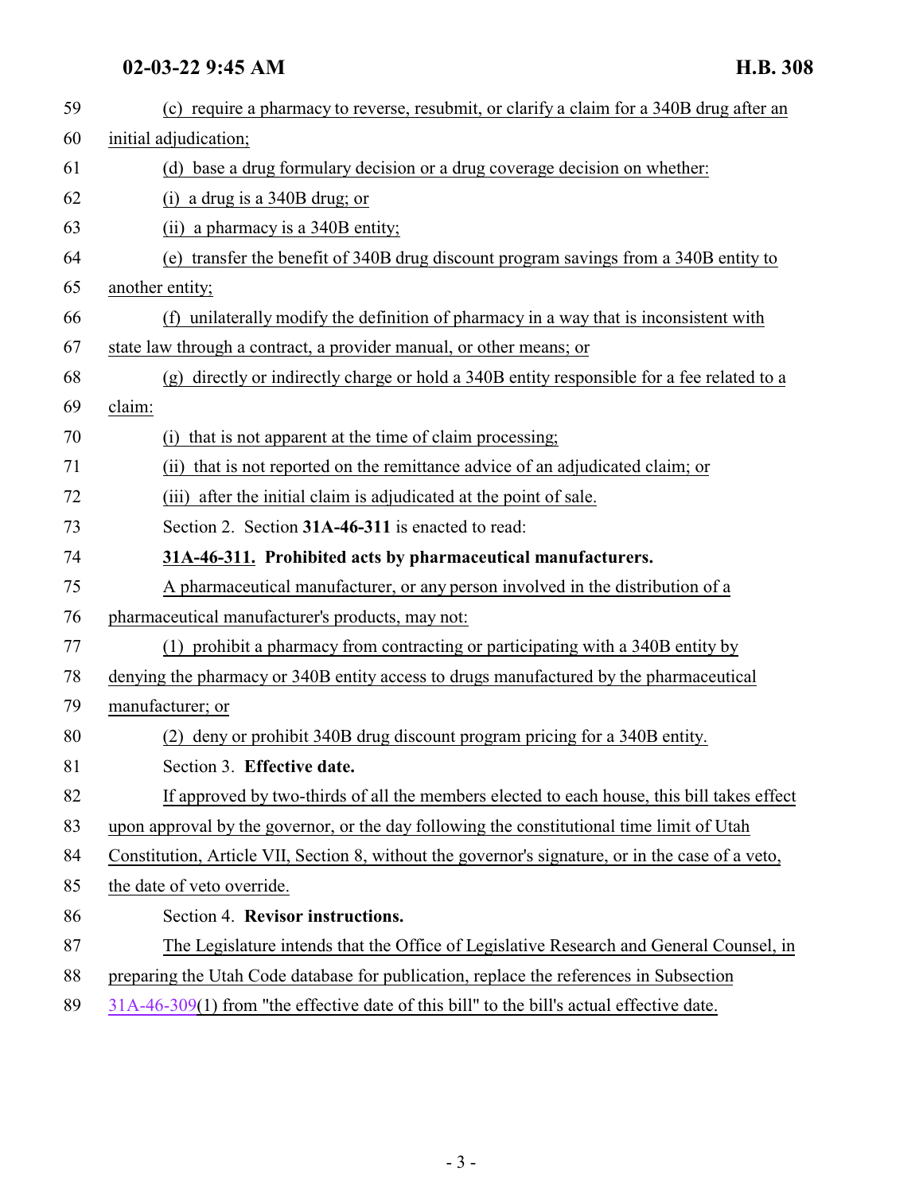(c) require a pharmacy to reverse, resubmit, or clarify a claim for a 340B drug after an initial adjudication;

(d) base a drug formulary decision or a drug coverage decision on whether:

(i) a drug is a 340B drug; or

(ii) a pharmacy is a 340B entity;

(e) transfer the benefit of 340B drug discount program savings from a 340B entity to another entity;

(f) unilaterally modify the definition of pharmacy in a way that is inconsistent with state law through a contract, a provider manual, or other means; or

(g) directly or indirectly charge or hold a 340B entity responsible for a fee related to a claim:

(i) that is not apparent at the time of claim processing;

(ii) that is not reported on the remittance advice of an adjudicated claim; or

(iii) after the initial claim is adjudicated at the point of sale.

Section 2. Section **31A-46-311** is enacted to read:

**31A-46-311. Prohibited acts by pharmaceutical manufacturers.**

A pharmaceutical manufacturer, or any person involved in the distribution of a pharmaceutical manufacturer's products, may not:

(1) prohibit a pharmacy from contracting or participating with a 340B entity by denying the pharmacy or 340B entity access to drugs manufactured by the pharmaceutical manufacturer; or

(2) deny or prohibit 340B drug discount program pricing for a 340B entity.

Section 3. **Effective date.**

If approved by two-thirds of all the members elected to each house, this bill takes effect upon approval by the governor, or the day following the constitutional time limit of Utah Constitution, Article VII, Section 8, without the governor's signature, or in the case of a veto, the date of veto override.

Section 4. **Revisor instructions.**

The Legislature intends that the Office of Legislative Research and General Counsel, in preparing the Utah Code database for publication, replace the references in Subsection 31A-46-309(1) from "the effective date of this bill" to the bill's actual effective date.